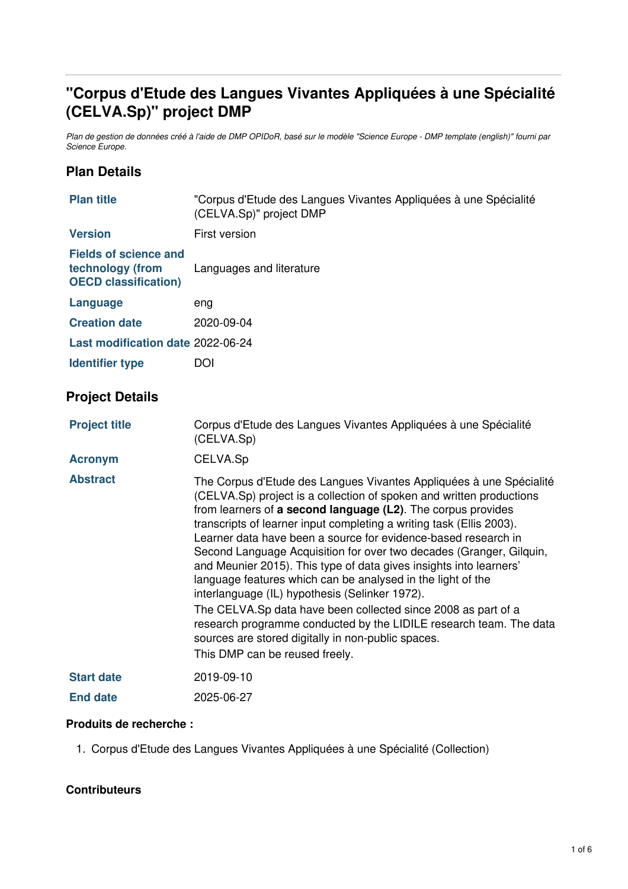# "Corpus d'Etude des Langues Vivantes Appliquées à une Spécialité (CELVA.Sp)" project DMP

*Plan de gestion de données créé à l'aide de DMP OPIDoR, basé sur le modèle "Science Europe - DMP template (english)" fourni par Science Europe.*

## Plan Details

| | |
|---|---|
| **Plan title** | "Corpus d'Etude des Langues Vivantes Appliquées à une Spécialité (CELVA.Sp)" project DMP |
| **Version** | First version |
| **Fields of science and technology (from OECD classification)** | Languages and literature |
| **Language** | eng |
| **Creation date** | 2020-09-04 |
| **Last modification date** | 2022-06-24 |
| **Identifier type** | DOI |

## Project Details

| | |
|---|---|
| **Project title** | Corpus d'Etude des Langues Vivantes Appliquées à une Spécialité (CELVA.Sp) |
| **Acronym** | CELVA.Sp |
| **Abstract** | The Corpus d'Etude des Langues Vivantes Appliquées à une Spécialité (CELVA.Sp) project is a collection of spoken and written productions from learners of **a second language (L2)**. The corpus provides transcripts of learner input completing a writing task (Ellis 2003). Learner data have been a source for evidence-based research in Second Language Acquisition for over two decades (Granger, Gilquin, and Meunier 2015). This type of data gives insights into learners' language features which can be analysed in the light of the interlanguage (IL) hypothesis (Selinker 1972).<br>The CELVA.Sp data have been collected since 2008 as part of a research programme conducted by the LIDILE research team. The data sources are stored digitally in non-public spaces.<br>This DMP can be reused freely. |
| **Start date** | 2019-09-10 |
| **End date** | 2025-06-27 |

### Produits de recherche :

1. Corpus d'Etude des Langues Vivantes Appliquées à une Spécialité (Collection)

### Contributeurs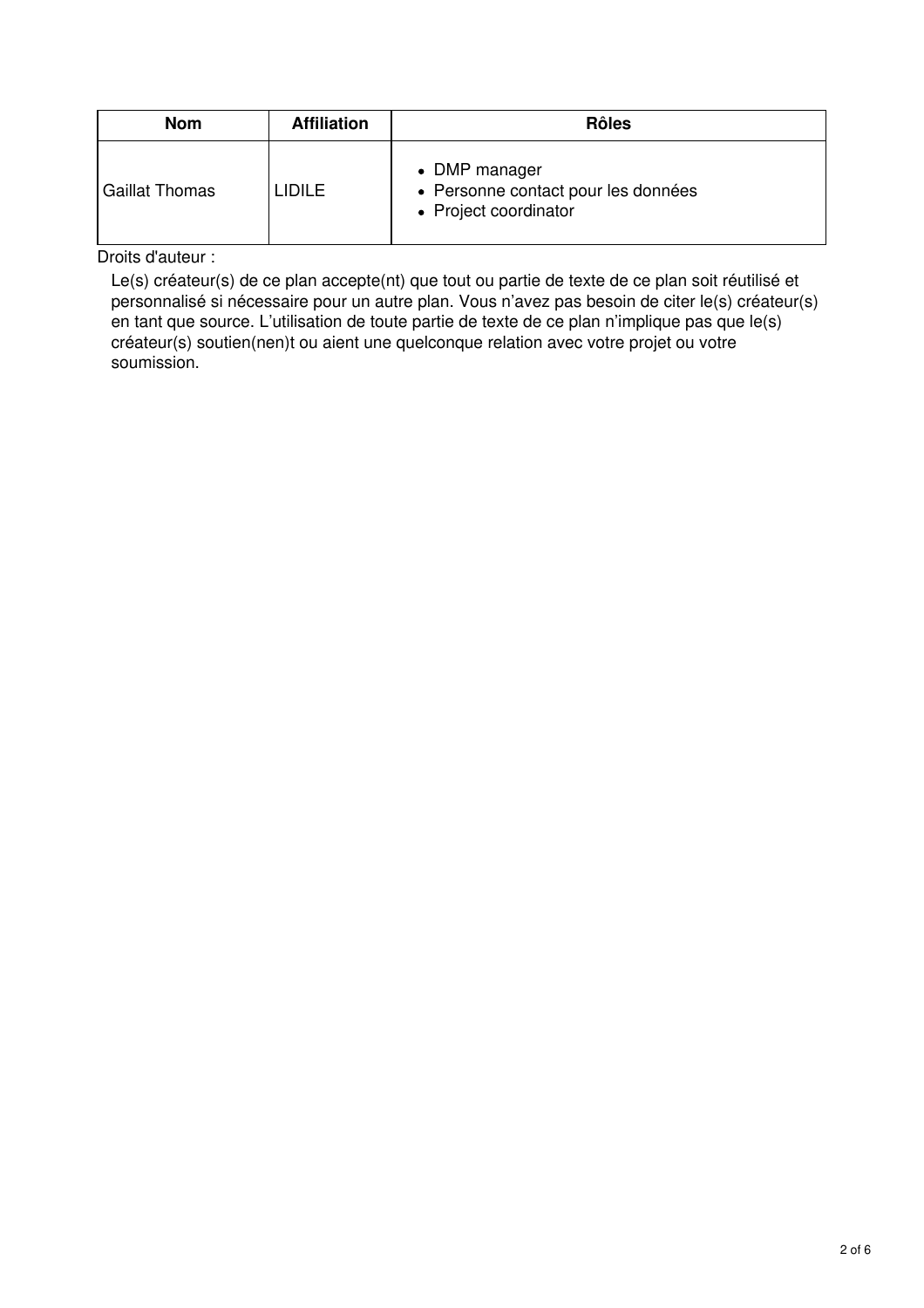| Nom | Affiliation | Rôles |
| --- | --- | --- |
| Gaillat Thomas | LIDILE | • DMP manager<br>• Personne contact pour les données<br>• Project coordinator |

Droits d'auteur :

Le(s) créateur(s) de ce plan accepte(nt) que tout ou partie de texte de ce plan soit réutilisé et personnalisé si nécessaire pour un autre plan. Vous n'avez pas besoin de citer le(s) créateur(s) en tant que source. L'utilisation de toute partie de texte de ce plan n'implique pas que le(s) créateur(s) soutien(nen)t ou aient une quelconque relation avec votre projet ou votre soumission.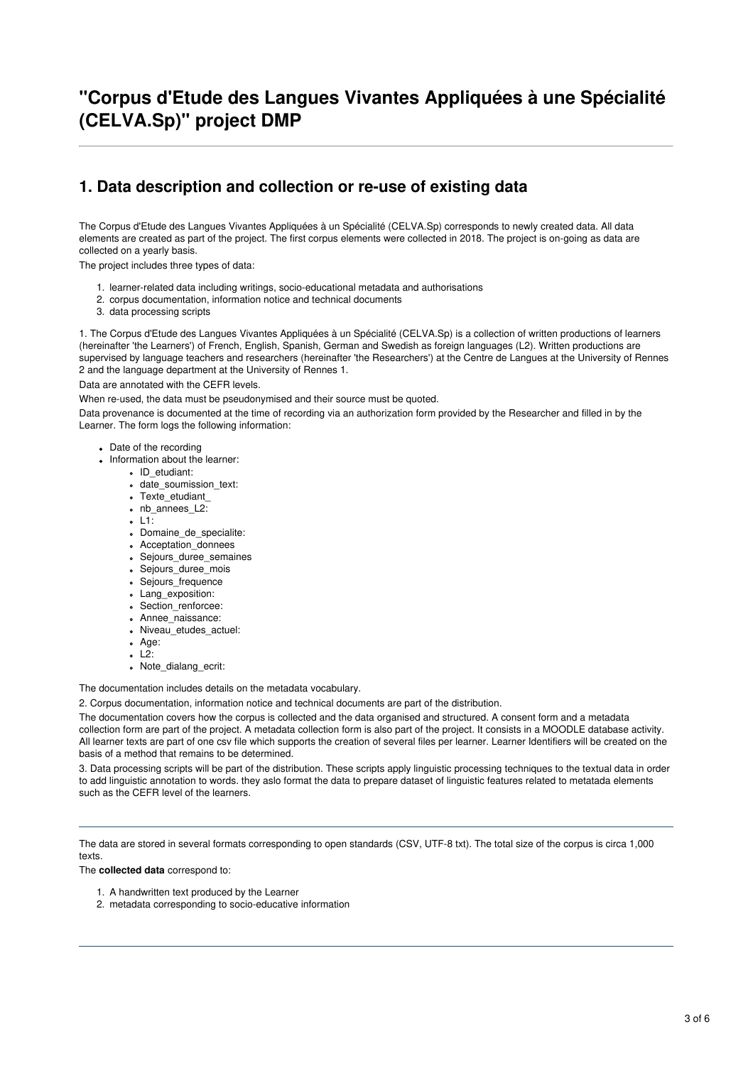# "Corpus d'Etude des Langues Vivantes Appliquées à une Spécialité (CELVA.Sp)" project DMP

---

## 1. Data description and collection or re-use of existing data

The Corpus d'Etude des Langues Vivantes Appliquées à un Spécialité (CELVA.Sp) corresponds to newly created data. All data elements are created as part of the project. The first corpus elements were collected in 2018. The project is on-going as data are collected on a yearly basis.

The project includes three types of data:

1. learner-related data including writings, socio-educational metadata and authorisations
2. corpus documentation, information notice and technical documents
3. data processing scripts

1. The Corpus d'Etude des Langues Vivantes Appliquées à un Spécialité (CELVA.Sp) is a collection of written productions of learners (hereinafter 'the Learners') of French, English, Spanish, German and Swedish as foreign languages (L2). Written productions are supervised by language teachers and researchers (hereinafter 'the Researchers') at the Centre de Langues at the University of Rennes 2 and the language department at the University of Rennes 1.

Data are annotated with the CEFR levels.

When re-used, the data must be pseudonymised and their source must be quoted.

Data provenance is documented at the time of recording via an authorization form provided by the Researcher and filled in by the Learner. The form logs the following information:

- Date of the recording
- Information about the learner:
  - ID_etudiant:
  - date_soumission_text:
  - Texte_etudiant_
  - nb_annees_L2:
  - L1:
  - Domaine_de_specialite:
  - Acceptation_donnees
  - Sejours_duree_semaines
  - Sejours_duree_mois
  - Sejours_frequence
  - Lang_exposition:
  - Section_renforcee:
  - Annee_naissance:
  - Niveau_etudes_actuel:
  - Age:
  - L2:
  - Note_dialang_ecrit:

The documentation includes details on the metadata vocabulary.

2. Corpus documentation, information notice and technical documents are part of the distribution.

The documentation covers how the corpus is collected and the data organised and structured. A consent form and a metadata collection form are part of the project. A metadata collection form is also part of the project. It consists in a MOODLE database activity. All learner texts are part of one csv file which supports the creation of several files per learner. Learner Identifiers will be created on the basis of a method that remains to be determined.

3. Data processing scripts will be part of the distribution. These scripts apply linguistic processing techniques to the textual data in order to add linguistic annotation to words. they aslo format the data to prepare dataset of linguistic features related to metatada elements such as the CEFR level of the learners.

---

The data are stored in several formats corresponding to open standards (CSV, UTF-8 txt). The total size of the corpus is circa 1,000 texts.

The **collected data** correspond to:

1. A handwritten text produced by the Learner
2. metadata corresponding to socio-educative information

---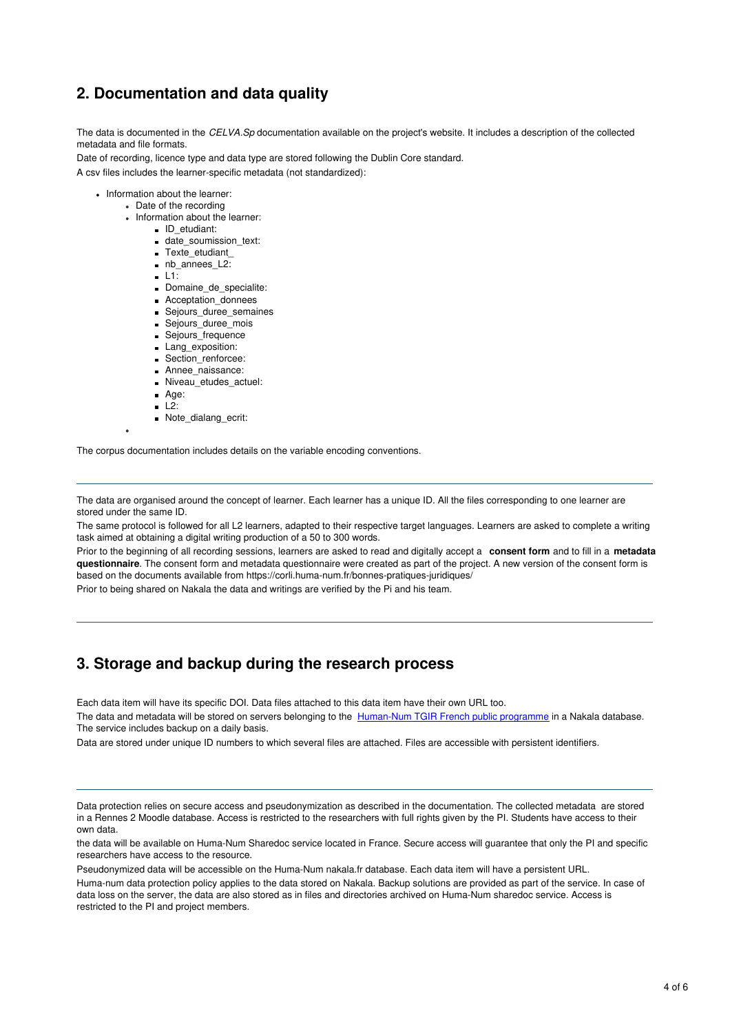## 2. Documentation and data quality

The data is documented in the *CELVA.Sp* documentation available on the project's website. It includes a description of the collected metadata and file formats.

Date of recording, licence type and data type are stored following the Dublin Core standard.

A csv files includes the learner-specific metadata (not standardized):

- Information about the learner:
  - Date of the recording
  - Information about the learner:
    - ID_etudiant:
    - date_soumission_text:
    - Texte_etudiant_
    - nb_annees_L2:
    - L1:
    - Domaine_de_specialite:
    - Acceptation_donnees
    - Sejours_duree_semaines
    - Sejours_duree_mois
    - Sejours_frequence
    - Lang_exposition:
    - Section_renforcee:
    - Annee_naissance:
    - Niveau_etudes_actuel:
    - Age:
    - L2:
    - Note_dialang_ecrit:

The corpus documentation includes details on the variable encoding conventions.

---

The data are organised around the concept of learner. Each learner has a unique ID. All the files corresponding to one learner are stored under the same ID.

The same protocol is followed for all L2 learners, adapted to their respective target languages. Learners are asked to complete a writing task aimed at obtaining a digital writing production of a 50 to 300 words.

Prior to the beginning of all recording sessions, learners are asked to read and digitally accept a **consent form** and to fill in a **metadata questionnaire**. The consent form and metadata questionnaire were created as part of the project. A new version of the consent form is based on the documents available from https://corli.huma-num.fr/bonnes-pratiques-juridiques/

Prior to being shared on Nakala the data and writings are verified by the Pi and his team.

---

## 3. Storage and backup during the research process

Each data item will have its specific DOI. Data files attached to this data item have their own URL too.

The data and metadata will be stored on servers belonging to the [Human-Num TGIR French public programme] in a Nakala database. The service includes backup on a daily basis.

Data are stored under unique ID numbers to which several files are attached. Files are accessible with persistent identifiers.

---

Data protection relies on secure access and pseudonymization as described in the documentation. The collected metadata are stored in a Rennes 2 Moodle database. Access is restricted to the researchers with full rights given by the PI. Students have access to their own data.

the data will be available on Huma-Num Sharedoc service located in France. Secure access will guarantee that only the PI and specific researchers have access to the resource.

Pseudonymized data will be accessible on the Huma-Num nakala.fr database. Each data item will have a persistent URL.

Huma-num data protection policy applies to the data stored on Nakala. Backup solutions are provided as part of the service. In case of data loss on the server, the data are also stored as in files and directories archived on Huma-Num sharedoc service. Access is restricted to the PI and project members.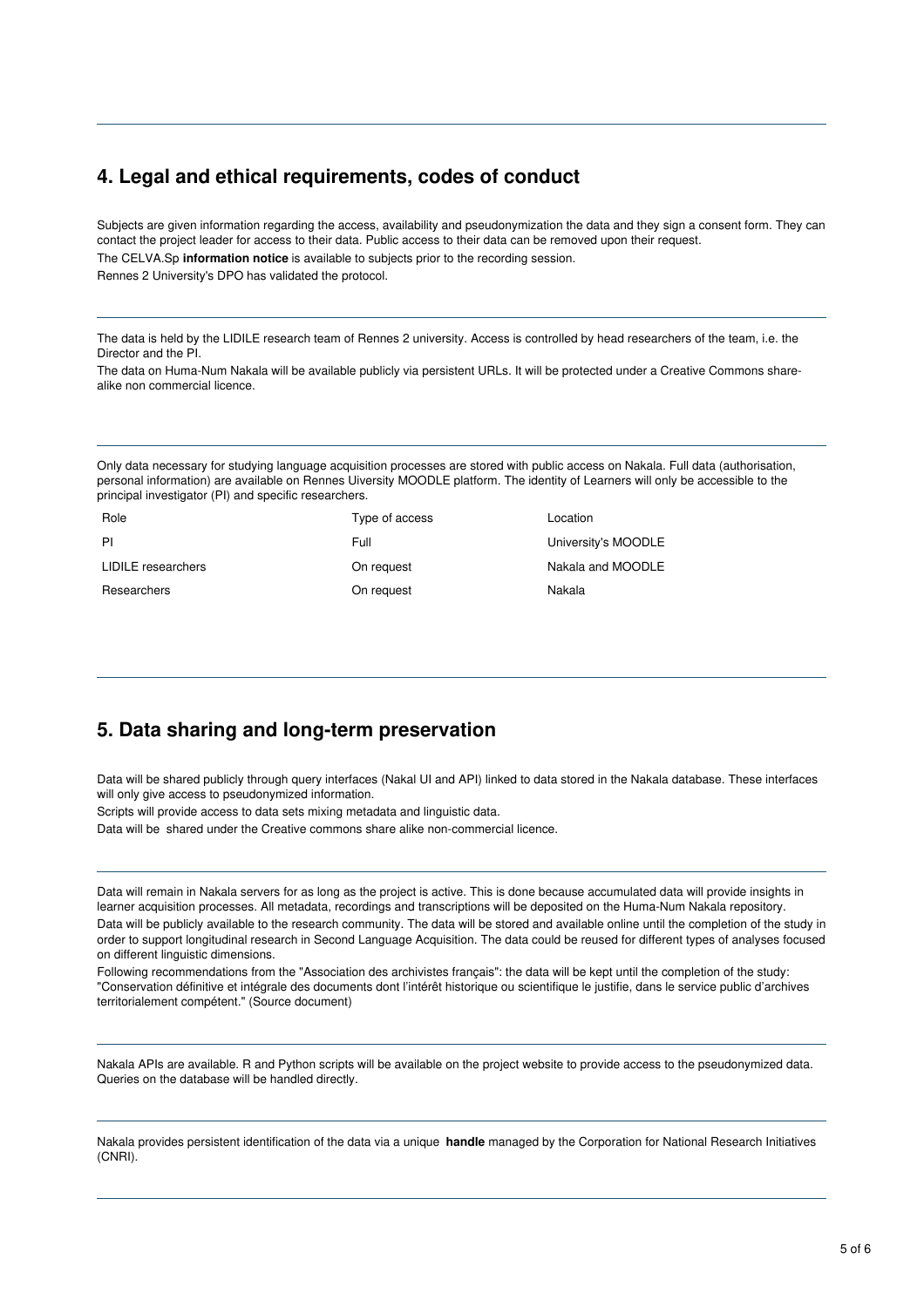## 4. Legal and ethical requirements, codes of conduct

Subjects are given information regarding the access, availability and pseudonymization the data and they sign a consent form. They can contact the project leader for access to their data. Public access to their data can be removed upon their request.

The CELVA.Sp **information notice** is available to subjects prior to the recording session.

Rennes 2 University's DPO has validated the protocol.

---

The data is held by the LIDILE research team of Rennes 2 university. Access is controlled by head researchers of the team, i.e. the Director and the PI.

The data on Huma-Num Nakala will be available publicly via persistent URLs. It will be protected under a Creative Commons share-alike non commercial licence.

---

Only data necessary for studying language acquisition processes are stored with public access on Nakala. Full data (authorisation, personal information) are available on Rennes Uiversity MOODLE platform. The identity of Learners will only be accessible to the principal investigator (PI) and specific researchers.

| Role | Type of access | Location |
|---|---|---|
| PI | Full | University's MOODLE |
| LIDILE researchers | On request | Nakala and MOODLE |
| Researchers | On request | Nakala |

---

## 5. Data sharing and long-term preservation

Data will be shared publicly through query interfaces (Nakal UI and API) linked to data stored in the Nakala database. These interfaces will only give access to pseudonymized information.

Scripts will provide access to data sets mixing metadata and linguistic data.

Data will be shared under the Creative commons share alike non-commercial licence.

---

Data will remain in Nakala servers for as long as the project is active. This is done because accumulated data will provide insights in learner acquisition processes. All metadata, recordings and transcriptions will be deposited on the Huma-Num Nakala repository.

Data will be publicly available to the research community. The data will be stored and available online until the completion of the study in order to support longitudinal research in Second Language Acquisition. The data could be reused for different types of analyses focused on different linguistic dimensions.

Following recommendations from the "Association des archivistes français": the data will be kept until the completion of the study: "Conservation définitive et intégrale des documents dont l'intérêt historique ou scientifique le justifie, dans le service public d'archives territorialement compétent." (Source document)

---

Nakala APIs are available. R and Python scripts will be available on the project website to provide access to the pseudonymized data. Queries on the database will be handled directly.

---

Nakala provides persistent identification of the data via a unique **handle** managed by the Corporation for National Research Initiatives (CNRI).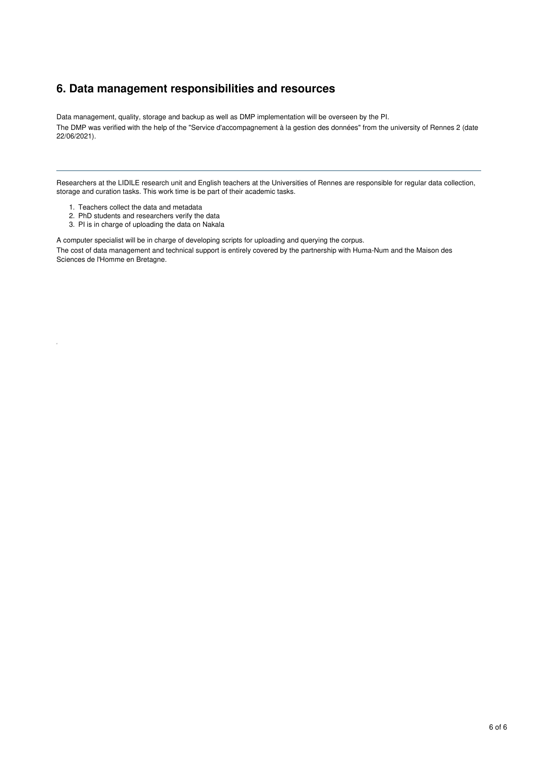## 6. Data management responsibilities and resources

Data management, quality, storage and backup as well as DMP implementation will be overseen by the PI.

The DMP was verified with the help of the "Service d'accompagnement à la gestion des données" from the university of Rennes 2 (date 22/06/2021).

---

Researchers at the LIDILE research unit and English teachers at the Universities of Rennes are responsible for regular data collection, storage and curation tasks. This work time is be part of their academic tasks.

1. Teachers collect the data and metadata
2. PhD students and researchers verify the data
3. PI is in charge of uploading the data on Nakala

A computer specialist will be in charge of developing scripts for uploading and querying the corpus.

The cost of data management and technical support is entirely covered by the partnership with Huma-Num and the Maison des Sciences de l'Homme en Bretagne.